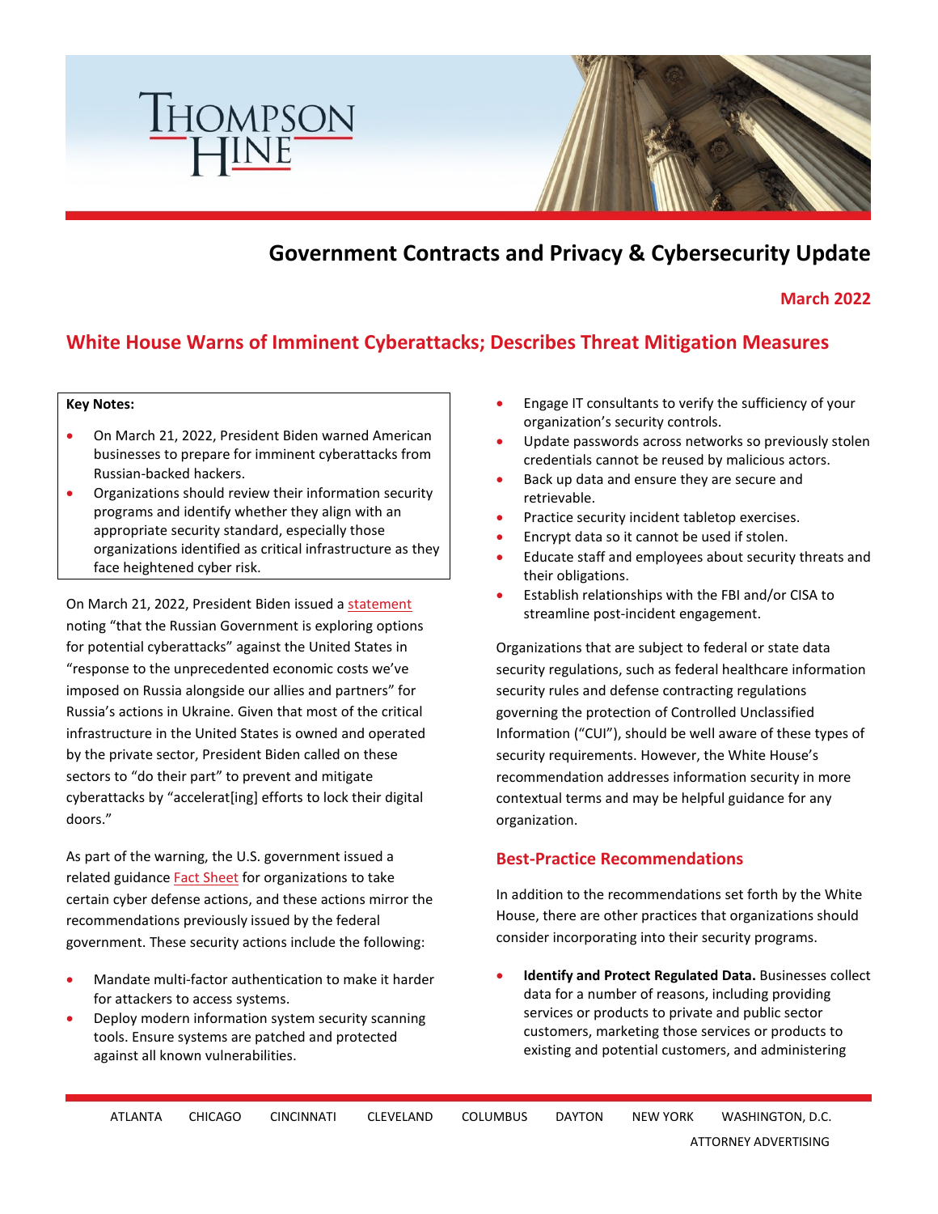# Government Contracts and Privacy & Cybersecurity Update

**March 2022**

## White House Warns of Imminent Cyberattacks; Describes Threat Mitigation Measures

**Key Notes:**

- On March 21, 2022, President Biden warned American businesses to prepare for imminent cyberattacks from Russian-backed hackers.
- Organizations should review their information security programs and identify whether they align with an appropriate security standard, especially those organizations identified as critical infrastructure as they face heightened cyber risk.

On March 21, 2022, President Biden issued a statement noting "that the Russian Government is exploring options for potential cyberattacks" against the United States in "response to the unprecedented economic costs we've imposed on Russia alongside our allies and partners" for Russia's actions in Ukraine. Given that most of the critical infrastructure in the United States is owned and operated by the private sector, President Biden called on these sectors to "do their part" to prevent and mitigate cyberattacks by "accelerat[ing] efforts to lock their digital doors."

As part of the warning, the U.S. government issued a related guidance Fact Sheet for organizations to take certain cyber defense actions, and these actions mirror the recommendations previously issued by the federal government. These security actions include the following:

- Mandate multi-factor authentication to make it harder for attackers to access systems.
- Deploy modern information system security scanning tools. Ensure systems are patched and protected against all known vulnerabilities.
- Engage IT consultants to verify the sufficiency of your organization's security controls.
- Update passwords across networks so previously stolen credentials cannot be reused by malicious actors.
- Back up data and ensure they are secure and retrievable.
- Practice security incident tabletop exercises.
- Encrypt data so it cannot be used if stolen.
- Educate staff and employees about security threats and their obligations.
- Establish relationships with the FBI and/or CISA to streamline post-incident engagement.

Organizations that are subject to federal or state data security regulations, such as federal healthcare information security rules and defense contracting regulations governing the protection of Controlled Unclassified Information ("CUI"), should be well aware of these types of security requirements. However, the White House's recommendation addresses information security in more contextual terms and may be helpful guidance for any organization.

### Best-Practice Recommendations

In addition to the recommendations set forth by the White House, there are other practices that organizations should consider incorporating into their security programs.

- **Identify and Protect Regulated Data.** Businesses collect data for a number of reasons, including providing services or products to private and public sector customers, marketing those services or products to existing and potential customers, and administering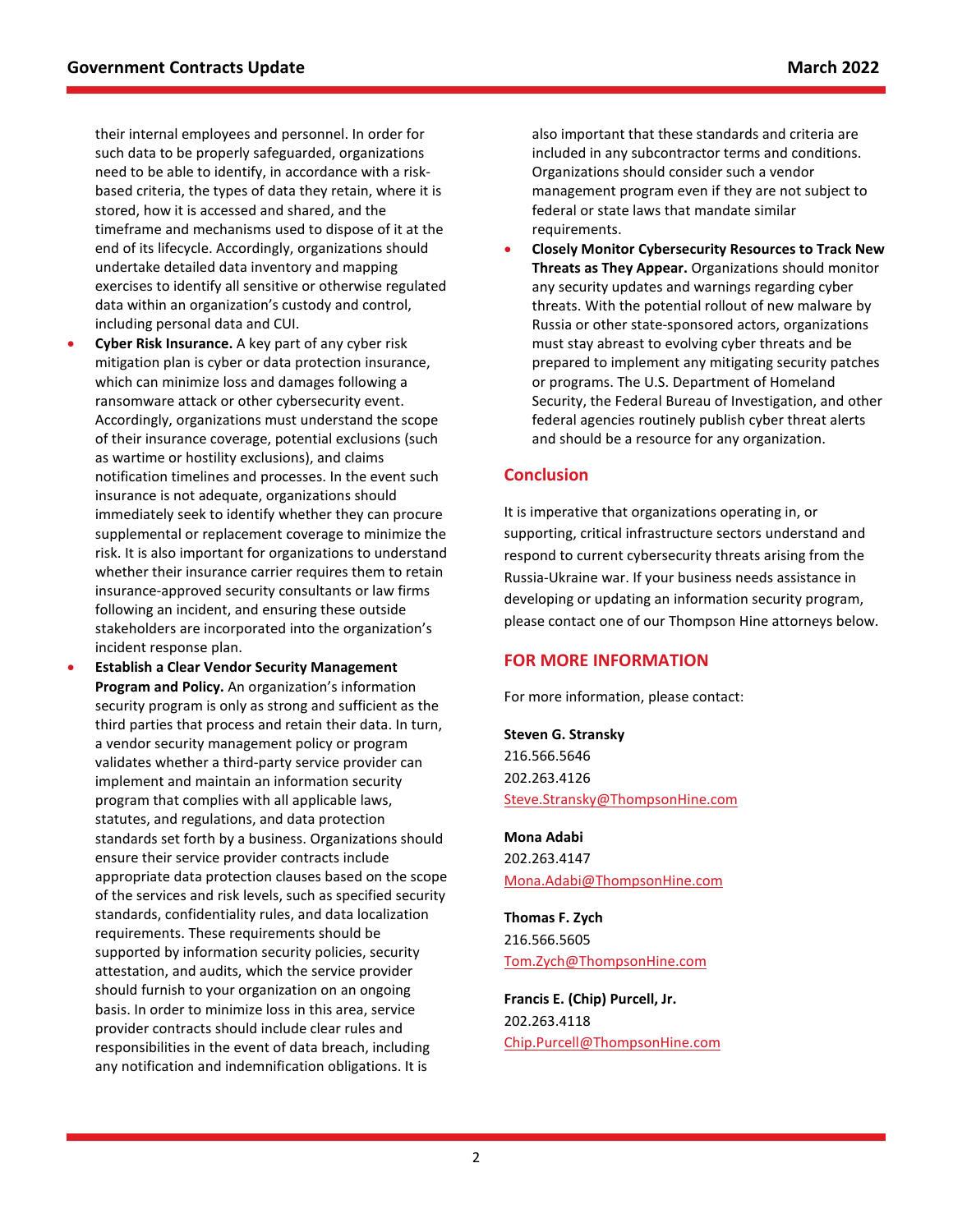their internal employees and personnel. In order for such data to be properly safeguarded, organizations need to be able to identify, in accordance with a risk-based criteria, the types of data they retain, where it is stored, how it is accessed and shared, and the timeframe and mechanisms used to dispose of it at the end of its lifecycle. Accordingly, organizations should undertake detailed data inventory and mapping exercises to identify all sensitive or otherwise regulated data within an organization's custody and control, including personal data and CUI.

- **Cyber Risk Insurance.** A key part of any cyber risk mitigation plan is cyber or data protection insurance, which can minimize loss and damages following a ransomware attack or other cybersecurity event. Accordingly, organizations must understand the scope of their insurance coverage, potential exclusions (such as wartime or hostility exclusions), and claims notification timelines and processes. In the event such insurance is not adequate, organizations should immediately seek to identify whether they can procure supplemental or replacement coverage to minimize the risk. It is also important for organizations to understand whether their insurance carrier requires them to retain insurance-approved security consultants or law firms following an incident, and ensuring these outside stakeholders are incorporated into the organization's incident response plan.
- **Establish a Clear Vendor Security Management Program and Policy.** An organization's information security program is only as strong and sufficient as the third parties that process and retain their data. In turn, a vendor security management policy or program validates whether a third-party service provider can implement and maintain an information security program that complies with all applicable laws, statutes, and regulations, and data protection standards set forth by a business. Organizations should ensure their service provider contracts include appropriate data protection clauses based on the scope of the services and risk levels, such as specified security standards, confidentiality rules, and data localization requirements. These requirements should be supported by information security policies, security attestation, and audits, which the service provider should furnish to your organization on an ongoing basis. In order to minimize loss in this area, service provider contracts should include clear rules and responsibilities in the event of data breach, including any notification and indemnification obligations. It is also important that these standards and criteria are included in any subcontractor terms and conditions. Organizations should consider such a vendor management program even if they are not subject to federal or state laws that mandate similar requirements.
- **Closely Monitor Cybersecurity Resources to Track New Threats as They Appear.** Organizations should monitor any security updates and warnings regarding cyber threats. With the potential rollout of new malware by Russia or other state-sponsored actors, organizations must stay abreast to evolving cyber threats and be prepared to implement any mitigating security patches or programs. The U.S. Department of Homeland Security, the Federal Bureau of Investigation, and other federal agencies routinely publish cyber threat alerts and should be a resource for any organization.

## Conclusion

It is imperative that organizations operating in, or supporting, critical infrastructure sectors understand and respond to current cybersecurity threats arising from the Russia-Ukraine war. If your business needs assistance in developing or updating an information security program, please contact one of our Thompson Hine attorneys below.

## FOR MORE INFORMATION

For more information, please contact:

**Steven G. Stransky**
216.566.5646
202.263.4126
Steve.Stransky@ThompsonHine.com

**Mona Adabi**
202.263.4147
Mona.Adabi@ThompsonHine.com

**Thomas F. Zych**
216.566.5605
Tom.Zych@ThompsonHine.com

**Francis E. (Chip) Purcell, Jr.**
202.263.4118
Chip.Purcell@ThompsonHine.com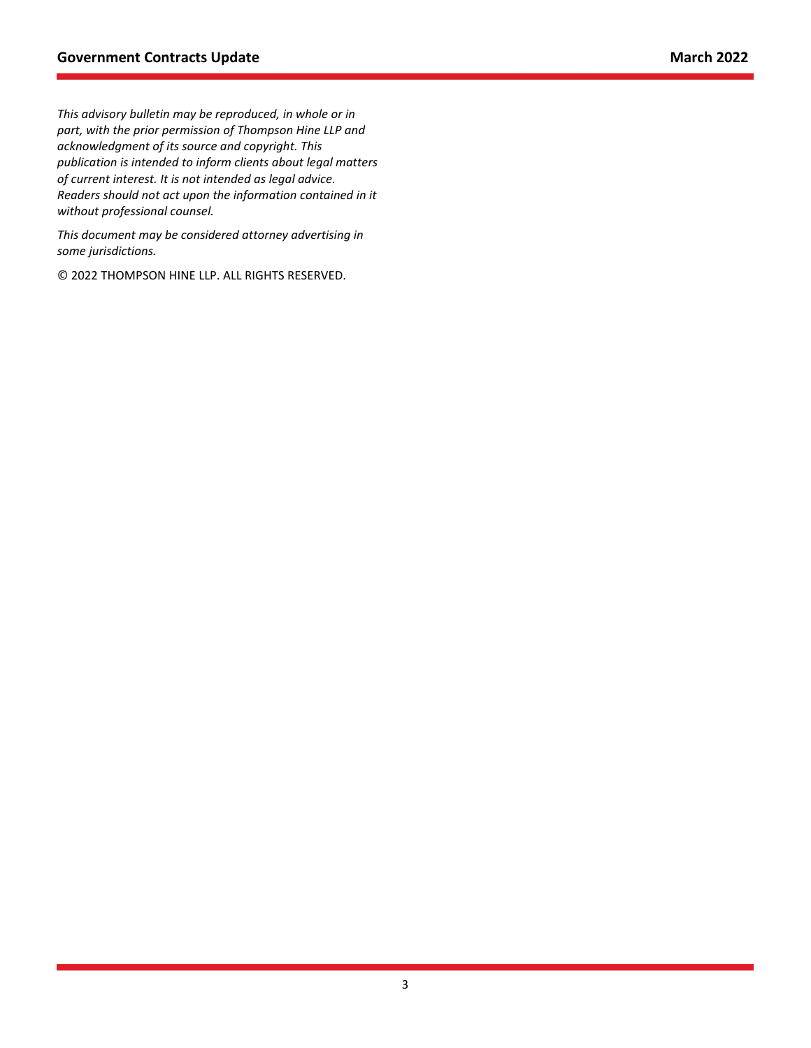*This advisory bulletin may be reproduced, in whole or in part, with the prior permission of Thompson Hine LLP and acknowledgment of its source and copyright. This publication is intended to inform clients about legal matters of current interest. It is not intended as legal advice. Readers should not act upon the information contained in it without professional counsel.*

*This document may be considered attorney advertising in some jurisdictions.*

© 2022 THOMPSON HINE LLP. ALL RIGHTS RESERVED.